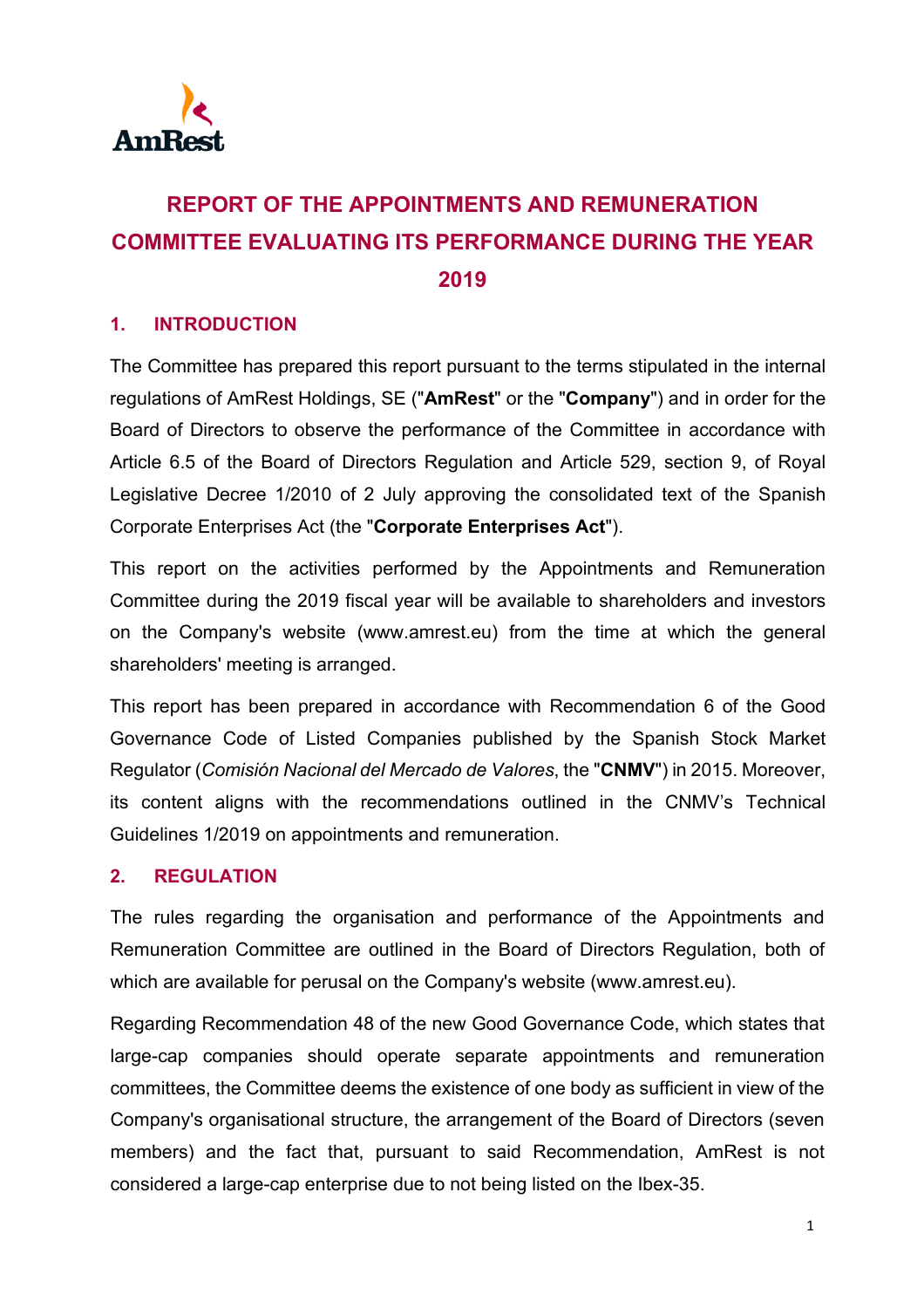# REPORT OF THE APPOINTMENTS AND REMUNERATION COMMITTEE EVALUATING ITS PERFORMANCE DURING THE YEAR 2019

## 1. INTRODUCTION

The Committee has prepared this report pursuant to the terms stipulated in the internal regulations of AmRest Holdings, SE ("**AmRest**" or the "**Company**") and in order for the Board of Directors to observe the performance of the Committee in accordance with Article 6.5 of the Board of Directors Regulation and Article 529, section 9, of Royal Legislative Decree 1/2010 of 2 July approving the consolidated text of the Spanish Corporate Enterprises Act (the "**Corporate Enterprises Act**").

This report on the activities performed by the Appointments and Remuneration Committee during the 2019 fiscal year will be available to shareholders and investors on the Company's website (www.amrest.eu) from the time at which the general shareholders' meeting is arranged.

This report has been prepared in accordance with Recommendation 6 of the Good Governance Code of Listed Companies published by the Spanish Stock Market Regulator (*Comisión Nacional del Mercado de Valores*, the "**CNMV**") in 2015. Moreover, its content aligns with the recommendations outlined in the CNMV's Technical Guidelines 1/2019 on appointments and remuneration.

## 2. REGULATION

The rules regarding the organisation and performance of the Appointments and Remuneration Committee are outlined in the Board of Directors Regulation, both of which are available for perusal on the Company's website (www.amrest.eu).

Regarding Recommendation 48 of the new Good Governance Code, which states that large-cap companies should operate separate appointments and remuneration committees, the Committee deems the existence of one body as sufficient in view of the Company's organisational structure, the arrangement of the Board of Directors (seven members) and the fact that, pursuant to said Recommendation, AmRest is not considered a large-cap enterprise due to not being listed on the Ibex-35.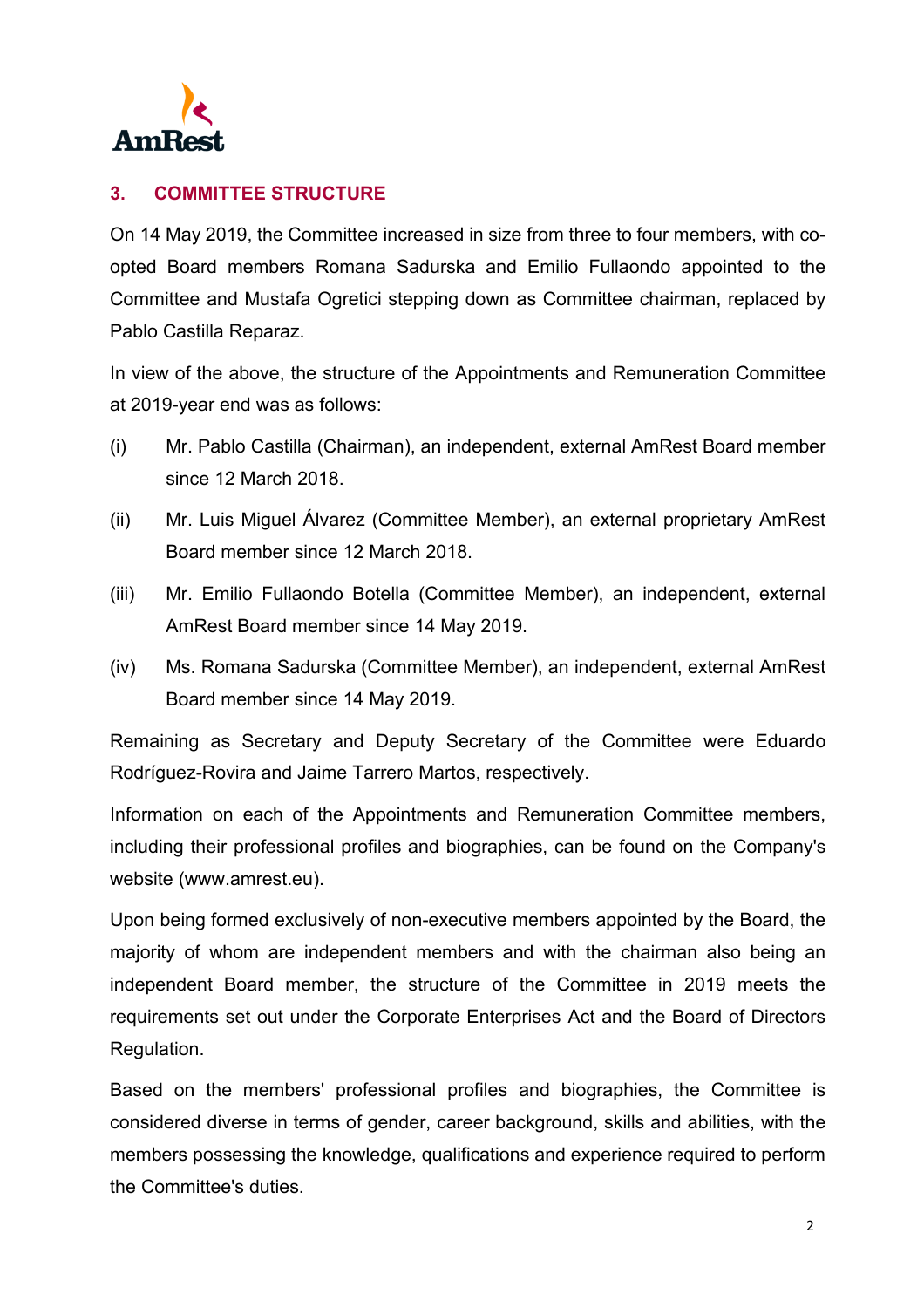## 3. COMMITTEE STRUCTURE

On 14 May 2019, the Committee increased in size from three to four members, with co-opted Board members Romana Sadurska and Emilio Fullaondo appointed to the Committee and Mustafa Ogretici stepping down as Committee chairman, replaced by Pablo Castilla Reparaz.

In view of the above, the structure of the Appointments and Remuneration Committee at 2019-year end was as follows:

(i) Mr. Pablo Castilla (Chairman), an independent, external AmRest Board member since 12 March 2018.

(ii) Mr. Luis Miguel Álvarez (Committee Member), an external proprietary AmRest Board member since 12 March 2018.

(iii) Mr. Emilio Fullaondo Botella (Committee Member), an independent, external AmRest Board member since 14 May 2019.

(iv) Ms. Romana Sadurska (Committee Member), an independent, external AmRest Board member since 14 May 2019.

Remaining as Secretary and Deputy Secretary of the Committee were Eduardo Rodríguez-Rovira and Jaime Tarrero Martos, respectively.

Information on each of the Appointments and Remuneration Committee members, including their professional profiles and biographies, can be found on the Company's website (www.amrest.eu).

Upon being formed exclusively of non-executive members appointed by the Board, the majority of whom are independent members and with the chairman also being an independent Board member, the structure of the Committee in 2019 meets the requirements set out under the Corporate Enterprises Act and the Board of Directors Regulation.

Based on the members' professional profiles and biographies, the Committee is considered diverse in terms of gender, career background, skills and abilities, with the members possessing the knowledge, qualifications and experience required to perform the Committee's duties.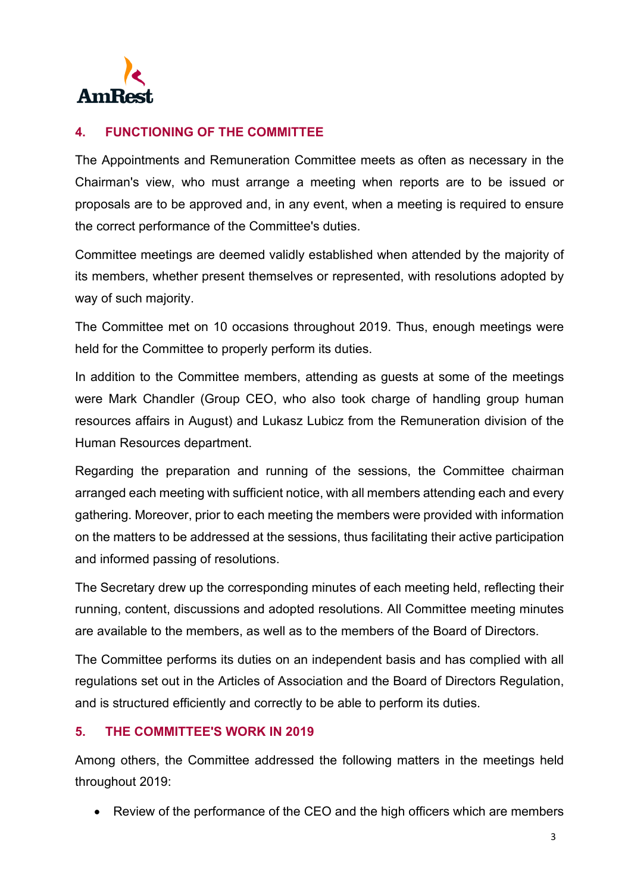## 4. FUNCTIONING OF THE COMMITTEE

The Appointments and Remuneration Committee meets as often as necessary in the Chairman's view, who must arrange a meeting when reports are to be issued or proposals are to be approved and, in any event, when a meeting is required to ensure the correct performance of the Committee's duties.

Committee meetings are deemed validly established when attended by the majority of its members, whether present themselves or represented, with resolutions adopted by way of such majority.

The Committee met on 10 occasions throughout 2019. Thus, enough meetings were held for the Committee to properly perform its duties.

In addition to the Committee members, attending as guests at some of the meetings were Mark Chandler (Group CEO, who also took charge of handling group human resources affairs in August) and Lukasz Lubicz from the Remuneration division of the Human Resources department.

Regarding the preparation and running of the sessions, the Committee chairman arranged each meeting with sufficient notice, with all members attending each and every gathering. Moreover, prior to each meeting the members were provided with information on the matters to be addressed at the sessions, thus facilitating their active participation and informed passing of resolutions.

The Secretary drew up the corresponding minutes of each meeting held, reflecting their running, content, discussions and adopted resolutions. All Committee meeting minutes are available to the members, as well as to the members of the Board of Directors.

The Committee performs its duties on an independent basis and has complied with all regulations set out in the Articles of Association and the Board of Directors Regulation, and is structured efficiently and correctly to be able to perform its duties.

## 5. THE COMMITTEE'S WORK IN 2019

Among others, the Committee addressed the following matters in the meetings held throughout 2019:

- Review of the performance of the CEO and the high officers which are members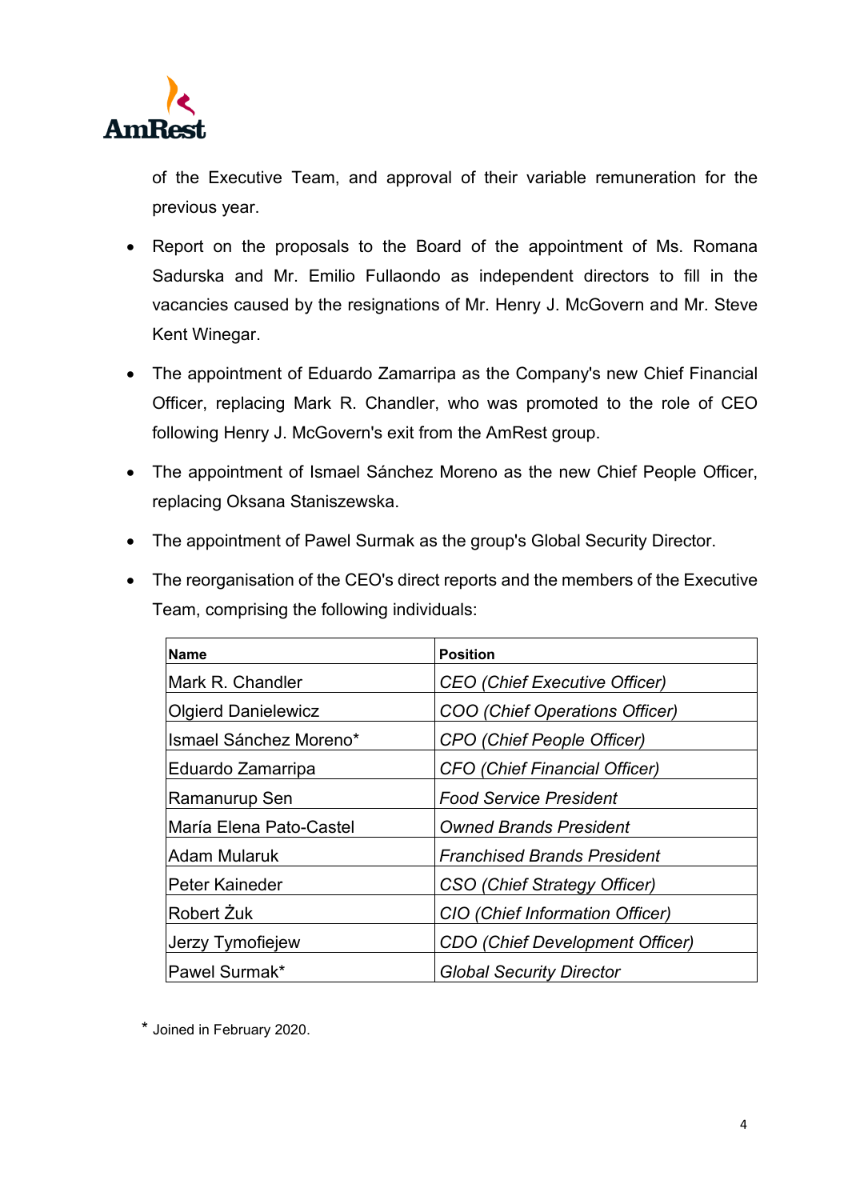of the Executive Team, and approval of their variable remuneration for the previous year.

- Report on the proposals to the Board of the appointment of Ms. Romana Sadurska and Mr. Emilio Fullaondo as independent directors to fill in the vacancies caused by the resignations of Mr. Henry J. McGovern and Mr. Steve Kent Winegar.
- The appointment of Eduardo Zamarripa as the Company's new Chief Financial Officer, replacing Mark R. Chandler, who was promoted to the role of CEO following Henry J. McGovern's exit from the AmRest group.
- The appointment of Ismael Sánchez Moreno as the new Chief People Officer, replacing Oksana Staniszewska.
- The appointment of Pawel Surmak as the group's Global Security Director.
- The reorganisation of the CEO's direct reports and the members of the Executive Team, comprising the following individuals:

| **Name** | **Position** |
|---|---|
| Mark R. Chandler | *CEO (Chief Executive Officer)* |
| Olgierd Danielewicz | *COO (Chief Operations Officer)* |
| Ismael Sánchez Moreno* | *CPO (Chief People Officer)* |
| Eduardo Zamarripa | *CFO (Chief Financial Officer)* |
| Ramanurup Sen | *Food Service President* |
| María Elena Pato-Castel | *Owned Brands President* |
| Adam Mularuk | *Franchised Brands President* |
| Peter Kaineder | *CSO (Chief Strategy Officer)* |
| Robert Żuk | *CIO (Chief Information Officer)* |
| Jerzy Tymofiejew | *CDO (Chief Development Officer)* |
| Pawel Surmak* | *Global Security Director* |

\* Joined in February 2020.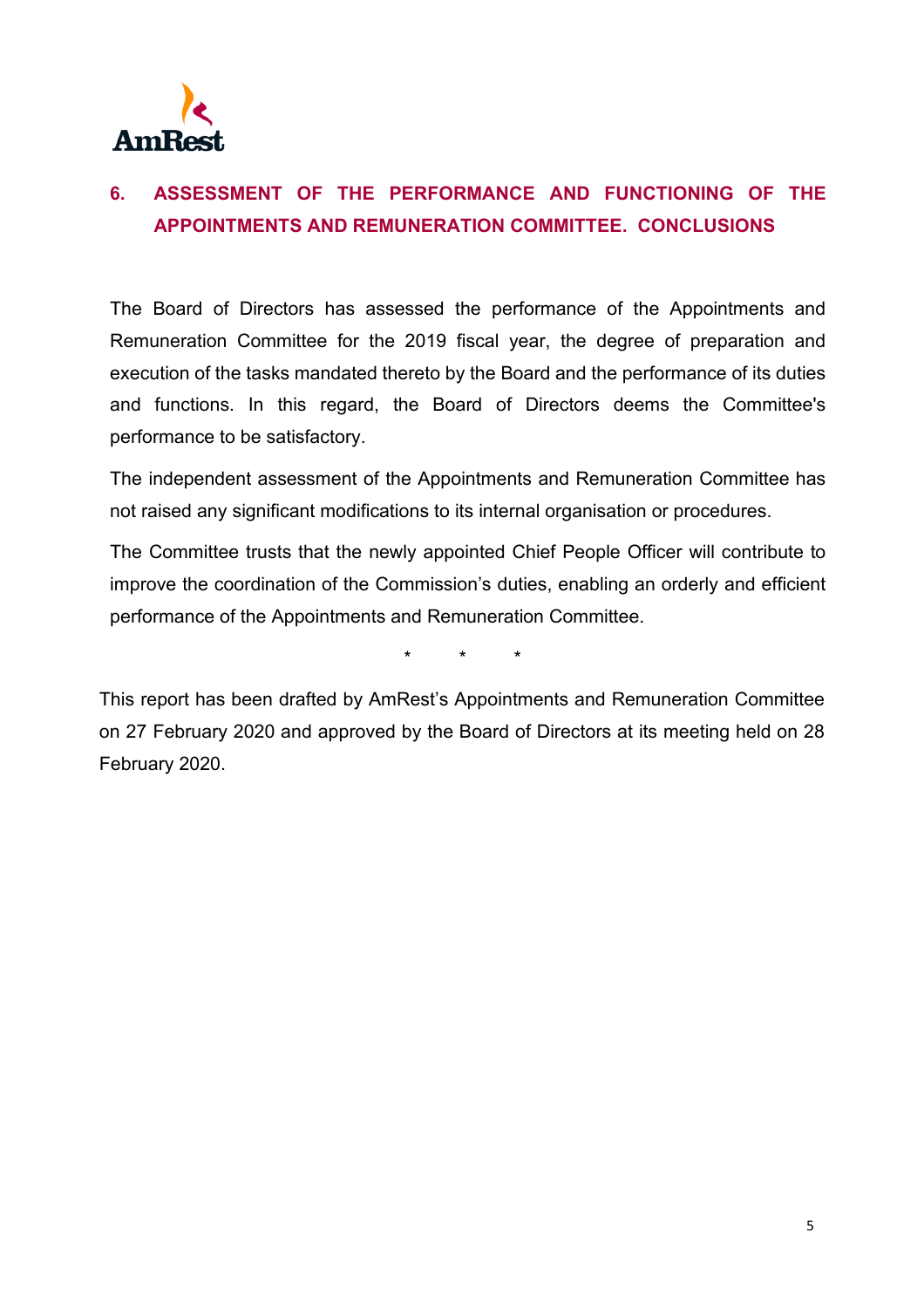## 6. ASSESSMENT OF THE PERFORMANCE AND FUNCTIONING OF THE APPOINTMENTS AND REMUNERATION COMMITTEE. CONCLUSIONS

The Board of Directors has assessed the performance of the Appointments and Remuneration Committee for the 2019 fiscal year, the degree of preparation and execution of the tasks mandated thereto by the Board and the performance of its duties and functions. In this regard, the Board of Directors deems the Committee's performance to be satisfactory.

The independent assessment of the Appointments and Remuneration Committee has not raised any significant modifications to its internal organisation or procedures.

The Committee trusts that the newly appointed Chief People Officer will contribute to improve the coordination of the Commission's duties, enabling an orderly and efficient performance of the Appointments and Remuneration Committee.

\* \* \*

This report has been drafted by AmRest's Appointments and Remuneration Committee on 27 February 2020 and approved by the Board of Directors at its meeting held on 28 February 2020.